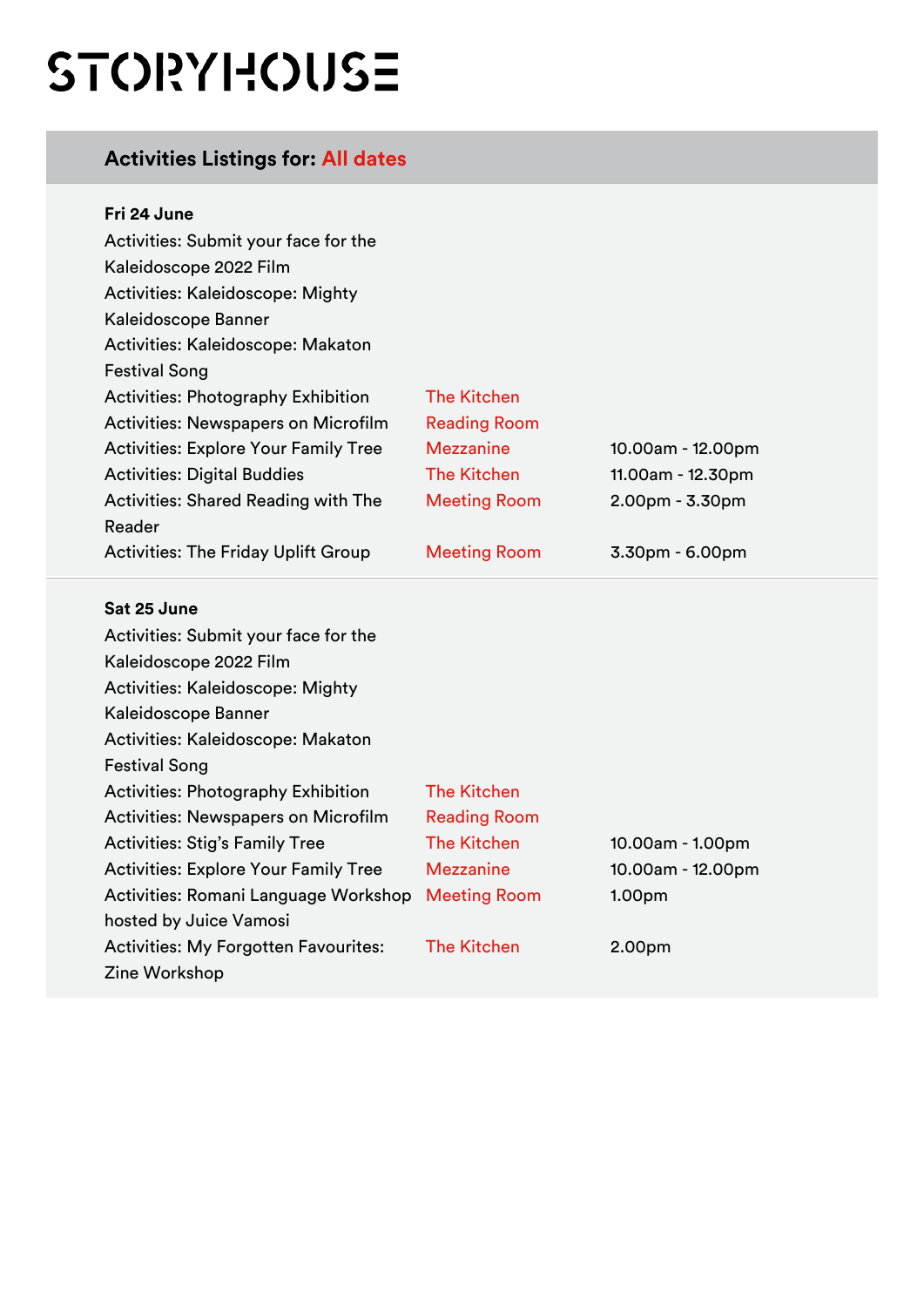# STORYHOUSE

## Activities Listings for: All dates

### Fri 24 June

| | | |
|---|---|---|
| Activities: Submit your face for the Kaleidoscope 2022 Film | | |
| Activities: Kaleidoscope: Mighty Kaleidoscope Banner | | |
| Activities: Kaleidoscope: Makaton Festival Song | | |
| Activities: Photography Exhibition | The Kitchen | |
| Activities: Newspapers on Microfilm | Reading Room | |
| Activities: Explore Your Family Tree | Mezzanine | 10.00am - 12.00pm |
| Activities: Digital Buddies | The Kitchen | 11.00am - 12.30pm |
| Activities: Shared Reading with The Reader | Meeting Room | 2.00pm - 3.30pm |
| Activities: The Friday Uplift Group | Meeting Room | 3.30pm - 6.00pm |

### Sat 25 June

| | | |
|---|---|---|
| Activities: Submit your face for the Kaleidoscope 2022 Film | | |
| Activities: Kaleidoscope: Mighty Kaleidoscope Banner | | |
| Activities: Kaleidoscope: Makaton Festival Song | | |
| Activities: Photography Exhibition | The Kitchen | |
| Activities: Newspapers on Microfilm | Reading Room | |
| Activities: Stig's Family Tree | The Kitchen | 10.00am - 1.00pm |
| Activities: Explore Your Family Tree | Mezzanine | 10.00am - 12.00pm |
| Activities: Romani Language Workshop hosted by Juice Vamosi | Meeting Room | 1.00pm |
| Activities: My Forgotten Favourites: Zine Workshop | The Kitchen | 2.00pm |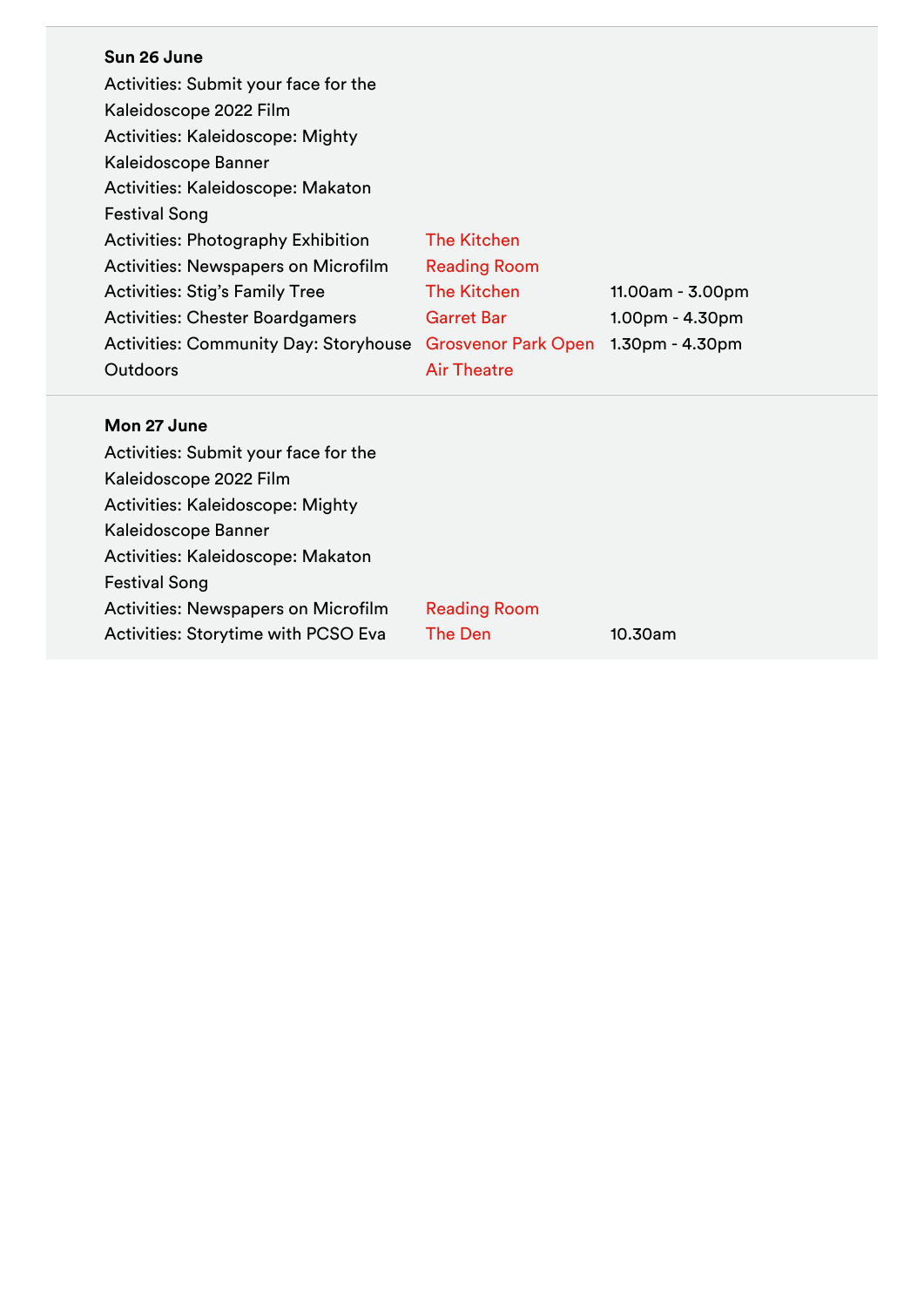**Sun 26 June**

| | | |
|---|---|---|
| Activities: Submit your face for the Kaleidoscope 2022 Film | | |
| Activities: Kaleidoscope: Mighty Kaleidoscope Banner | | |
| Activities: Kaleidoscope: Makaton Festival Song | | |
| Activities: Photography Exhibition | The Kitchen | |
| Activities: Newspapers on Microfilm | Reading Room | |
| Activities: Stig's Family Tree | The Kitchen | 11.00am - 3.00pm |
| Activities: Chester Boardgamers | Garret Bar | 1.00pm - 4.30pm |
| Activities: Community Day: Storyhouse Outdoors | Grosvenor Park Open Air Theatre | 1.30pm - 4.30pm |

**Mon 27 June**

| | | |
|---|---|---|
| Activities: Submit your face for the Kaleidoscope 2022 Film | | |
| Activities: Kaleidoscope: Mighty Kaleidoscope Banner | | |
| Activities: Kaleidoscope: Makaton Festival Song | | |
| Activities: Newspapers on Microfilm | Reading Room | |
| Activities: Storytime with PCSO Eva | The Den | 10.30am |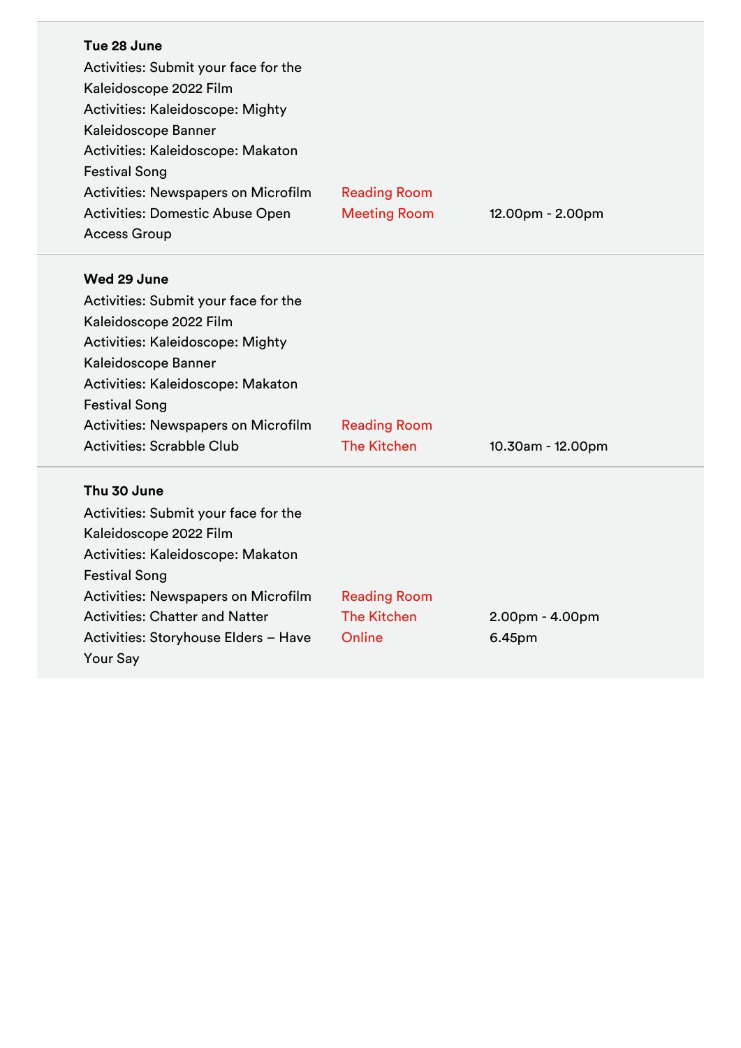| | | |
|---|---|---|
| **Tue 28 June** | | |
| Activities: Submit your face for the Kaleidoscope 2022 Film | | |
| Activities: Kaleidoscope: Mighty Kaleidoscope Banner | | |
| Activities: Kaleidoscope: Makaton Festival Song | | |
| Activities: Newspapers on Microfilm | Reading Room | |
| Activities: Domestic Abuse Open Access Group | Meeting Room | 12.00pm - 2.00pm |
| **Wed 29 June** | | |
| Activities: Submit your face for the Kaleidoscope 2022 Film | | |
| Activities: Kaleidoscope: Mighty Kaleidoscope Banner | | |
| Activities: Kaleidoscope: Makaton Festival Song | | |
| Activities: Newspapers on Microfilm | Reading Room | |
| Activities: Scrabble Club | The Kitchen | 10.30am - 12.00pm |
| **Thu 30 June** | | |
| Activities: Submit your face for the Kaleidoscope 2022 Film | | |
| Activities: Kaleidoscope: Makaton Festival Song | | |
| Activities: Newspapers on Microfilm | Reading Room | |
| Activities: Chatter and Natter | The Kitchen | 2.00pm - 4.00pm |
| Activities: Storyhouse Elders – Have Your Say | Online | 6.45pm |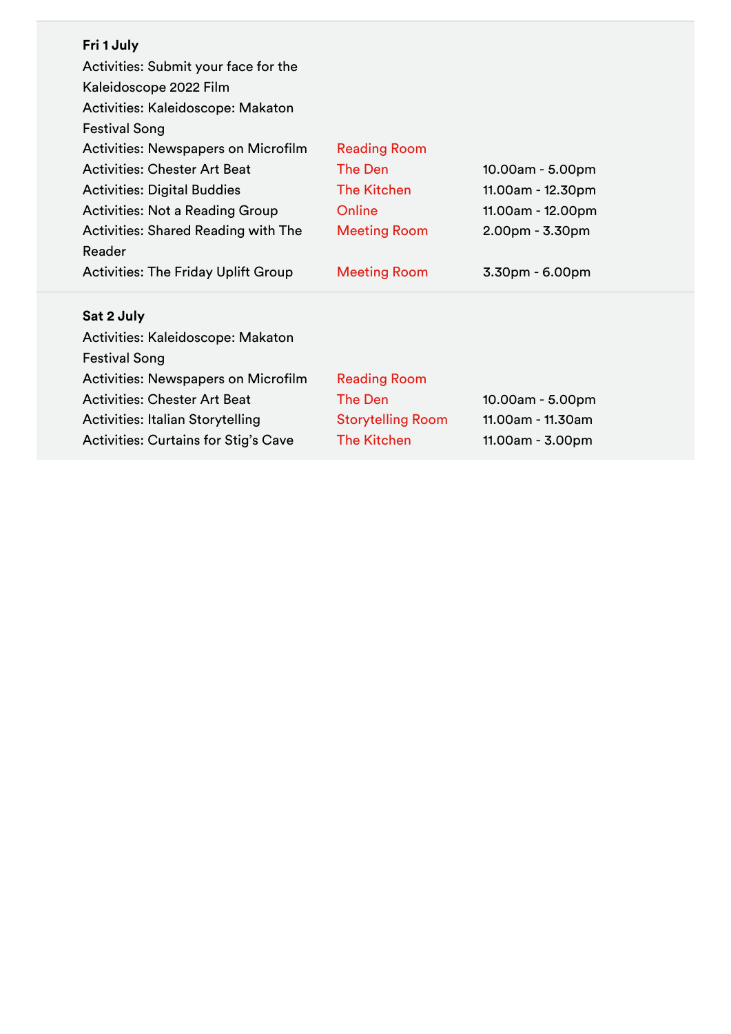**Fri 1 July**

| | | |
|---|---|---|
| Activities: Submit your face for the Kaleidoscope 2022 Film | | |
| Activities: Kaleidoscope: Makaton Festival Song | | |
| Activities: Newspapers on Microfilm | Reading Room | |
| Activities: Chester Art Beat | The Den | 10.00am - 5.00pm |
| Activities: Digital Buddies | The Kitchen | 11.00am - 12.30pm |
| Activities: Not a Reading Group | Online | 11.00am - 12.00pm |
| Activities: Shared Reading with The Reader | Meeting Room | 2.00pm - 3.30pm |
| Activities: The Friday Uplift Group | Meeting Room | 3.30pm - 6.00pm |

**Sat 2 July**

| | | |
|---|---|---|
| Activities: Kaleidoscope: Makaton Festival Song | | |
| Activities: Newspapers on Microfilm | Reading Room | |
| Activities: Chester Art Beat | The Den | 10.00am - 5.00pm |
| Activities: Italian Storytelling | Storytelling Room | 11.00am - 11.30am |
| Activities: Curtains for Stig's Cave | The Kitchen | 11.00am - 3.00pm |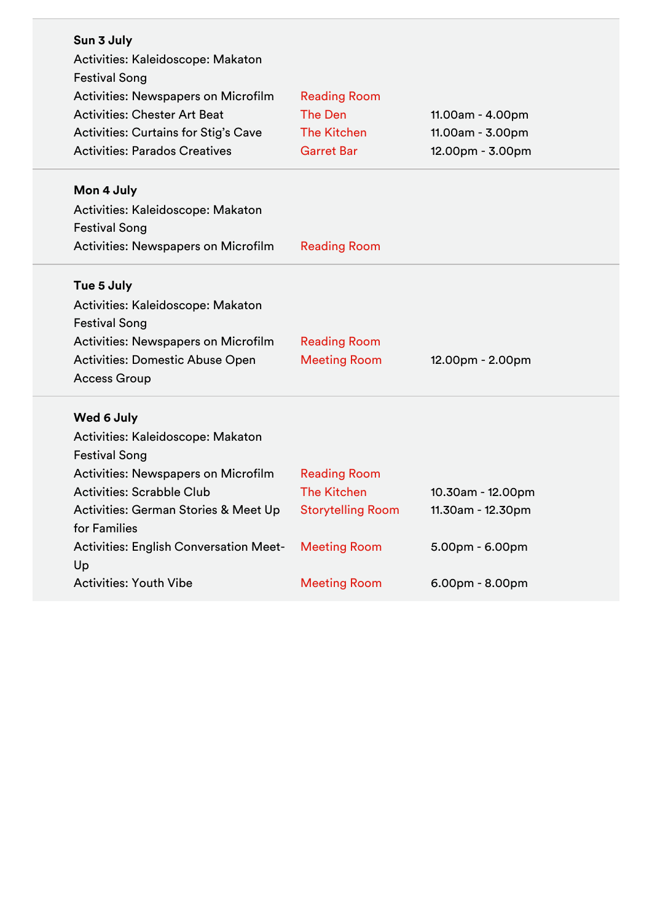**Sun 3 July**

| | | |
|---|---|---|
| Activities: Kaleidoscope: Makaton Festival Song | | |
| Activities: Newspapers on Microfilm | Reading Room | |
| Activities: Chester Art Beat | The Den | 11.00am - 4.00pm |
| Activities: Curtains for Stig's Cave | The Kitchen | 11.00am - 3.00pm |
| Activities: Parados Creatives | Garret Bar | 12.00pm - 3.00pm |

**Mon 4 July**

| | | |
|---|---|---|
| Activities: Kaleidoscope: Makaton Festival Song | | |
| Activities: Newspapers on Microfilm | Reading Room | |

**Tue 5 July**

| | | |
|---|---|---|
| Activities: Kaleidoscope: Makaton Festival Song | | |
| Activities: Newspapers on Microfilm | Reading Room | |
| Activities: Domestic Abuse Open Access Group | Meeting Room | 12.00pm - 2.00pm |

**Wed 6 July**

| | | |
|---|---|---|
| Activities: Kaleidoscope: Makaton Festival Song | | |
| Activities: Newspapers on Microfilm | Reading Room | |
| Activities: Scrabble Club | The Kitchen | 10.30am - 12.00pm |
| Activities: German Stories & Meet Up for Families | Storytelling Room | 11.30am - 12.30pm |
| Activities: English Conversation Meet-Up | Meeting Room | 5.00pm - 6.00pm |
| Activities: Youth Vibe | Meeting Room | 6.00pm - 8.00pm |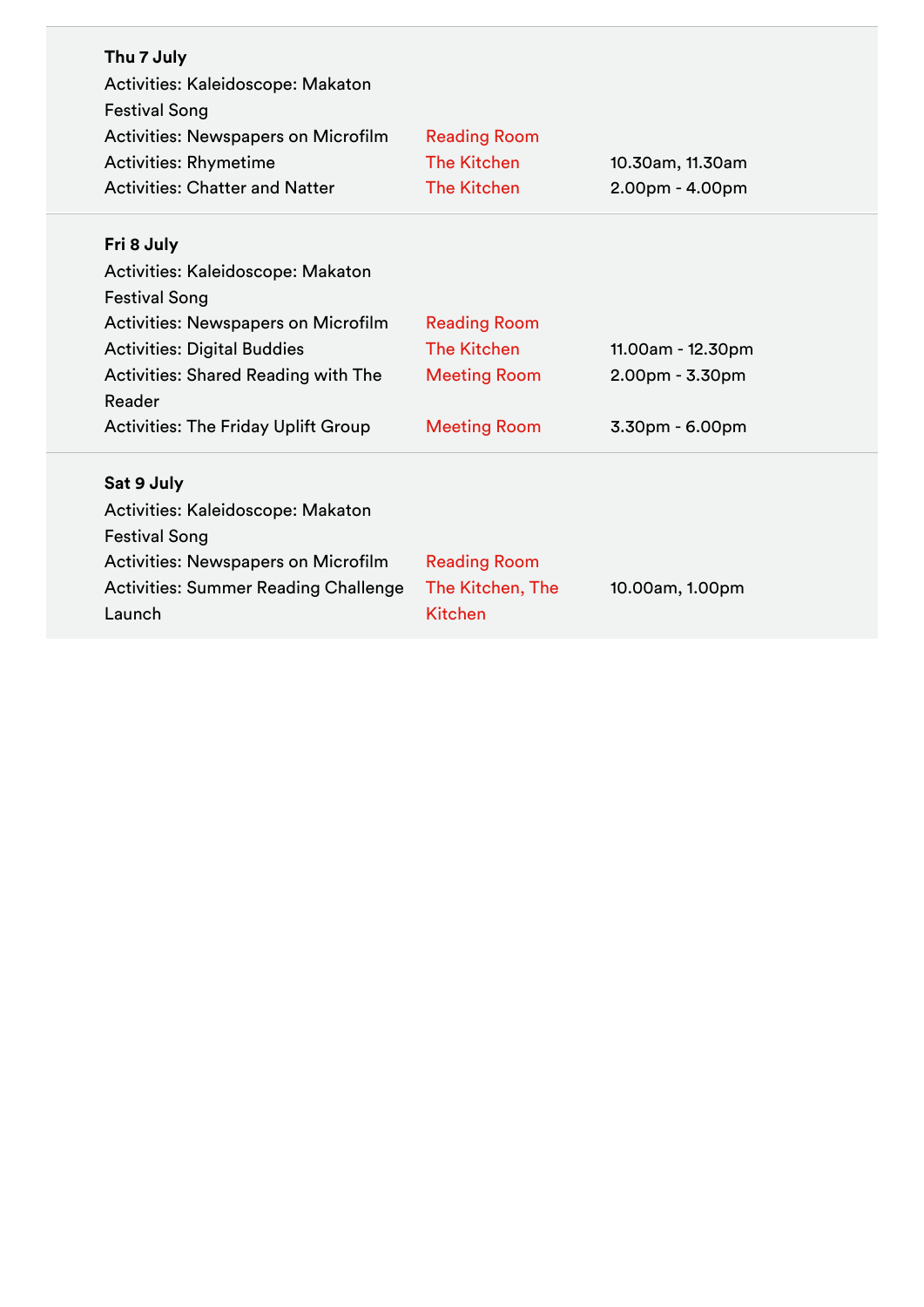**Thu 7 July**

| | | |
|---|---|---|
| Activities: Kaleidoscope: Makaton Festival Song | | |
| Activities: Newspapers on Microfilm | Reading Room | |
| Activities: Rhymetime | The Kitchen | 10.30am, 11.30am |
| Activities: Chatter and Natter | The Kitchen | 2.00pm - 4.00pm |

**Fri 8 July**

| | | |
|---|---|---|
| Activities: Kaleidoscope: Makaton Festival Song | | |
| Activities: Newspapers on Microfilm | Reading Room | |
| Activities: Digital Buddies | The Kitchen | 11.00am - 12.30pm |
| Activities: Shared Reading with The Reader | Meeting Room | 2.00pm - 3.30pm |
| Activities: The Friday Uplift Group | Meeting Room | 3.30pm - 6.00pm |

**Sat 9 July**

| | | |
|---|---|---|
| Activities: Kaleidoscope: Makaton Festival Song | | |
| Activities: Newspapers on Microfilm | Reading Room | |
| Activities: Summer Reading Challenge Launch | The Kitchen, The Kitchen | 10.00am, 1.00pm |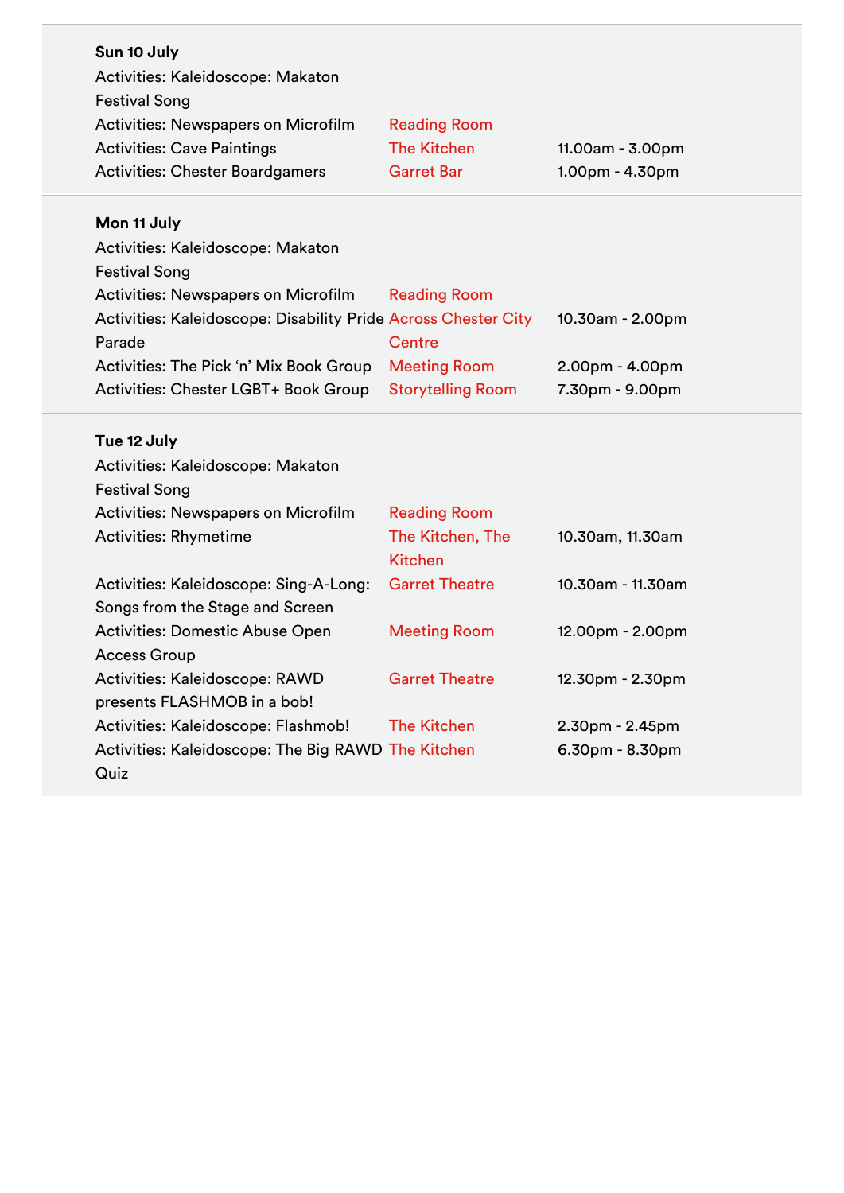**Sun 10 July**

| | | |
|---|---|---|
| Activities: Kaleidoscope: Makaton Festival Song | | |
| Activities: Newspapers on Microfilm | Reading Room | |
| Activities: Cave Paintings | The Kitchen | 11.00am - 3.00pm |
| Activities: Chester Boardgamers | Garret Bar | 1.00pm - 4.30pm |

**Mon 11 July**

| | | |
|---|---|---|
| Activities: Kaleidoscope: Makaton Festival Song | | |
| Activities: Newspapers on Microfilm | Reading Room | |
| Activities: Kaleidoscope: Disability Pride Parade | Across Chester City Centre | 10.30am - 2.00pm |
| Activities: The Pick 'n' Mix Book Group | Meeting Room | 2.00pm - 4.00pm |
| Activities: Chester LGBT+ Book Group | Storytelling Room | 7.30pm - 9.00pm |

**Tue 12 July**

| | | |
|---|---|---|
| Activities: Kaleidoscope: Makaton Festival Song | | |
| Activities: Newspapers on Microfilm | Reading Room | |
| Activities: Rhymetime | The Kitchen, The Kitchen | 10.30am, 11.30am |
| Activities: Kaleidoscope: Sing-A-Long: Songs from the Stage and Screen | Garret Theatre | 10.30am - 11.30am |
| Activities: Domestic Abuse Open Access Group | Meeting Room | 12.00pm - 2.00pm |
| Activities: Kaleidoscope: RAWD presents FLASHMOB in a bob! | Garret Theatre | 12.30pm - 2.30pm |
| Activities: Kaleidoscope: Flashmob! | The Kitchen | 2.30pm - 2.45pm |
| Activities: Kaleidoscope: The Big RAWD Quiz | The Kitchen | 6.30pm - 8.30pm |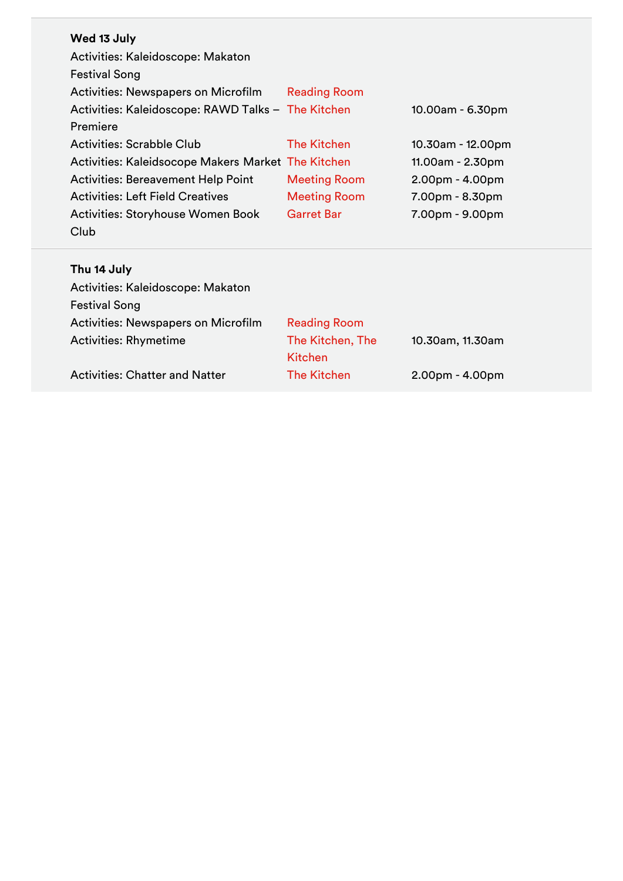**Wed 13 July**

| | | |
|---|---|---|
| Activities: Kaleidoscope: Makaton Festival Song | | |
| Activities: Newspapers on Microfilm | Reading Room | |
| Activities: Kaleidoscope: RAWD Talks – Premiere | The Kitchen | 10.00am - 6.30pm |
| Activities: Scrabble Club | The Kitchen | 10.30am - 12.00pm |
| Activities: Kaleidsocope Makers Market | The Kitchen | 11.00am - 2.30pm |
| Activities: Bereavement Help Point | Meeting Room | 2.00pm - 4.00pm |
| Activities: Left Field Creatives | Meeting Room | 7.00pm - 8.30pm |
| Activities: Storyhouse Women Book Club | Garret Bar | 7.00pm - 9.00pm |

**Thu 14 July**

| | | |
|---|---|---|
| Activities: Kaleidoscope: Makaton Festival Song | | |
| Activities: Newspapers on Microfilm | Reading Room | |
| Activities: Rhymetime | The Kitchen, The Kitchen | 10.30am, 11.30am |
| Activities: Chatter and Natter | The Kitchen | 2.00pm - 4.00pm |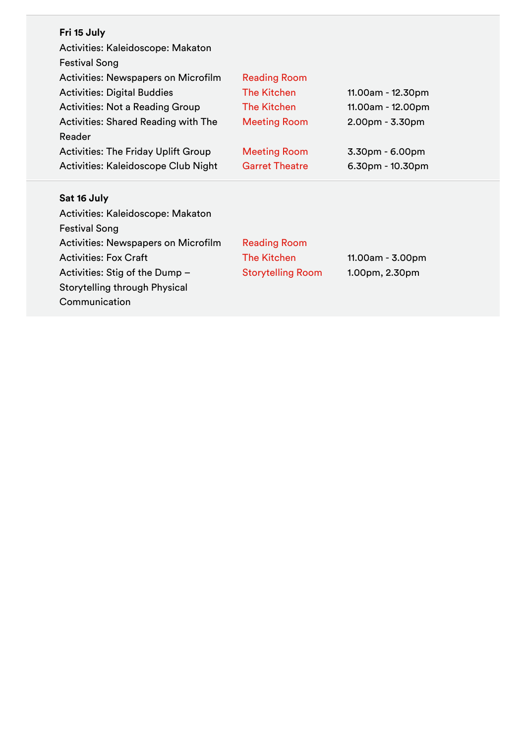**Fri 15 July**

| | | |
|---|---|---|
| Activities: Kaleidoscope: Makaton Festival Song | | |
| Activities: Newspapers on Microfilm | Reading Room | |
| Activities: Digital Buddies | The Kitchen | 11.00am - 12.30pm |
| Activities: Not a Reading Group | The Kitchen | 11.00am - 12.00pm |
| Activities: Shared Reading with The Reader | Meeting Room | 2.00pm - 3.30pm |
| Activities: The Friday Uplift Group | Meeting Room | 3.30pm - 6.00pm |
| Activities: Kaleidoscope Club Night | Garret Theatre | 6.30pm - 10.30pm |

**Sat 16 July**

| | | |
|---|---|---|
| Activities: Kaleidoscope: Makaton Festival Song | | |
| Activities: Newspapers on Microfilm | Reading Room | |
| Activities: Fox Craft | The Kitchen | 11.00am - 3.00pm |
| Activities: Stig of the Dump – Storytelling through Physical Communication | Storytelling Room | 1.00pm, 2.30pm |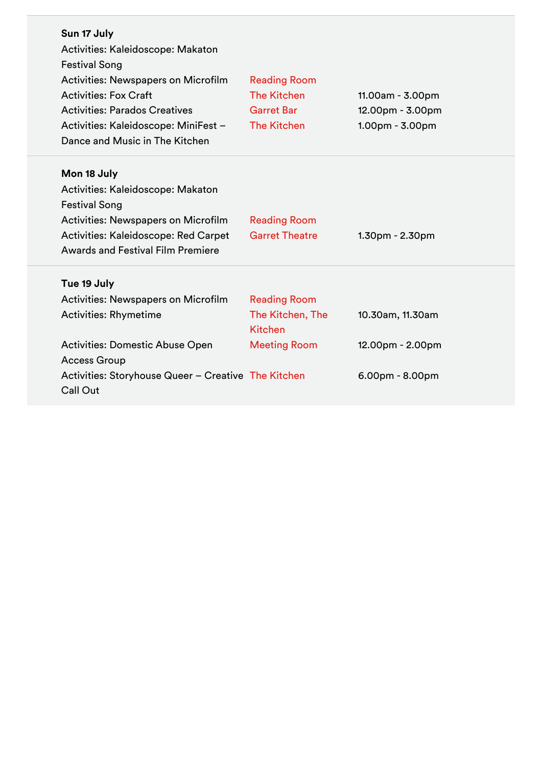**Sun 17 July**

| | | |
|---|---|---|
| Activities: Kaleidoscope: Makaton Festival Song | | |
| Activities: Newspapers on Microfilm | Reading Room | |
| Activities: Fox Craft | The Kitchen | 11.00am - 3.00pm |
| Activities: Parados Creatives | Garret Bar | 12.00pm - 3.00pm |
| Activities: Kaleidoscope: MiniFest – Dance and Music in The Kitchen | The Kitchen | 1.00pm - 3.00pm |

**Mon 18 July**

| | | |
|---|---|---|
| Activities: Kaleidoscope: Makaton Festival Song | | |
| Activities: Newspapers on Microfilm | Reading Room | |
| Activities: Kaleidoscope: Red Carpet Awards and Festival Film Premiere | Garret Theatre | 1.30pm - 2.30pm |

**Tue 19 July**

| | | |
|---|---|---|
| Activities: Newspapers on Microfilm | Reading Room | |
| Activities: Rhymetime | The Kitchen, The Kitchen | 10.30am, 11.30am |
| Activities: Domestic Abuse Open Access Group | Meeting Room | 12.00pm - 2.00pm |
| Activities: Storyhouse Queer – Creative Call Out | The Kitchen | 6.00pm - 8.00pm |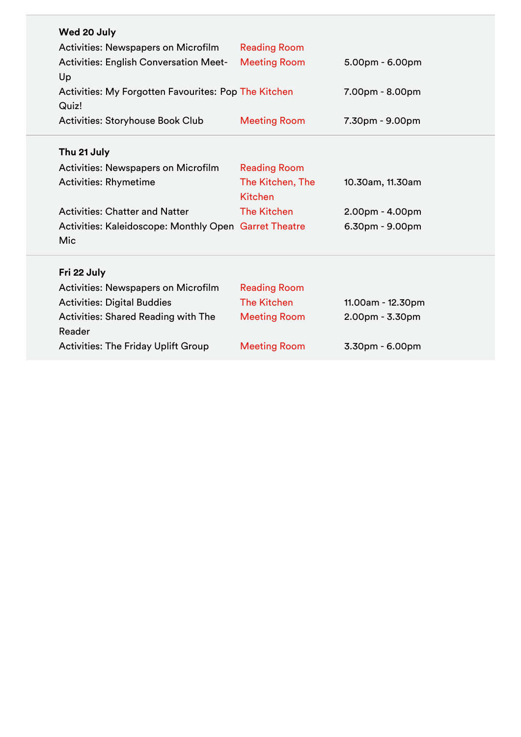**Wed 20 July**

| | | |
|---|---|---|
| Activities: Newspapers on Microfilm | Reading Room | |
| Activities: English Conversation Meet-Up | Meeting Room | 5.00pm - 6.00pm |
| Activities: My Forgotten Favourites: Pop Quiz! | The Kitchen | 7.00pm - 8.00pm |
| Activities: Storyhouse Book Club | Meeting Room | 7.30pm - 9.00pm |

**Thu 21 July**

| | | |
|---|---|---|
| Activities: Newspapers on Microfilm | Reading Room | |
| Activities: Rhymetime | The Kitchen, The Kitchen | 10.30am, 11.30am |
| Activities: Chatter and Natter | The Kitchen | 2.00pm - 4.00pm |
| Activities: Kaleidoscope: Monthly Open Mic | Garret Theatre | 6.30pm - 9.00pm |

**Fri 22 July**

| | | |
|---|---|---|
| Activities: Newspapers on Microfilm | Reading Room | |
| Activities: Digital Buddies | The Kitchen | 11.00am - 12.30pm |
| Activities: Shared Reading with The Reader | Meeting Room | 2.00pm - 3.30pm |
| Activities: The Friday Uplift Group | Meeting Room | 3.30pm - 6.00pm |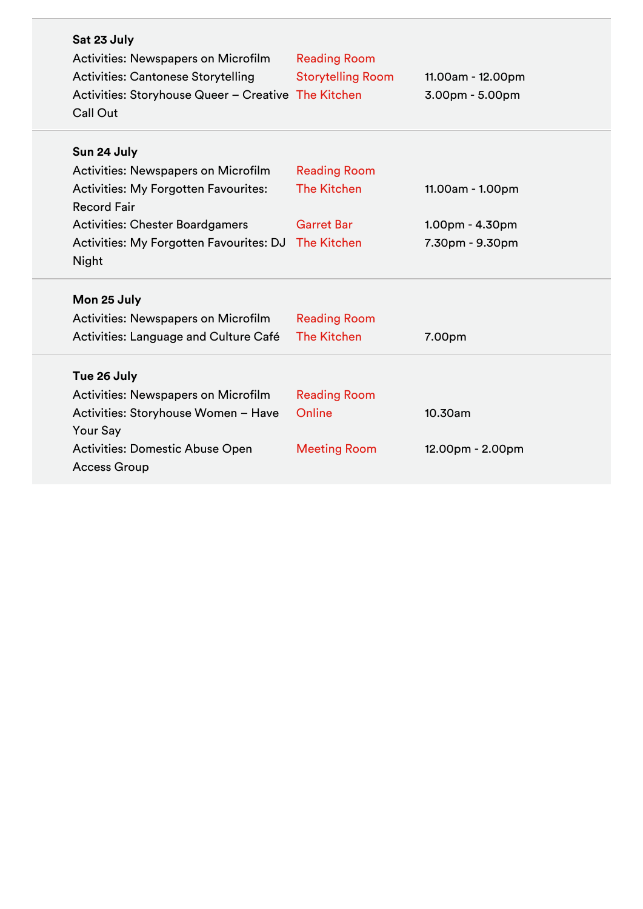**Sat 23 July**

| | | |
|---|---|---|
| Activities: Newspapers on Microfilm | Reading Room | |
| Activities: Cantonese Storytelling | Storytelling Room | 11.00am - 12.00pm |
| Activities: Storyhouse Queer – Creative Call Out | The Kitchen | 3.00pm - 5.00pm |

**Sun 24 July**

| | | |
|---|---|---|
| Activities: Newspapers on Microfilm | Reading Room | |
| Activities: My Forgotten Favourites: Record Fair | The Kitchen | 11.00am - 1.00pm |
| Activities: Chester Boardgamers | Garret Bar | 1.00pm - 4.30pm |
| Activities: My Forgotten Favourites: DJ Night | The Kitchen | 7.30pm - 9.30pm |

**Mon 25 July**

| | | |
|---|---|---|
| Activities: Newspapers on Microfilm | Reading Room | |
| Activities: Language and Culture Café | The Kitchen | 7.00pm |

**Tue 26 July**

| | | |
|---|---|---|
| Activities: Newspapers on Microfilm | Reading Room | |
| Activities: Storyhouse Women – Have Your Say | Online | 10.30am |
| Activities: Domestic Abuse Open Access Group | Meeting Room | 12.00pm - 2.00pm |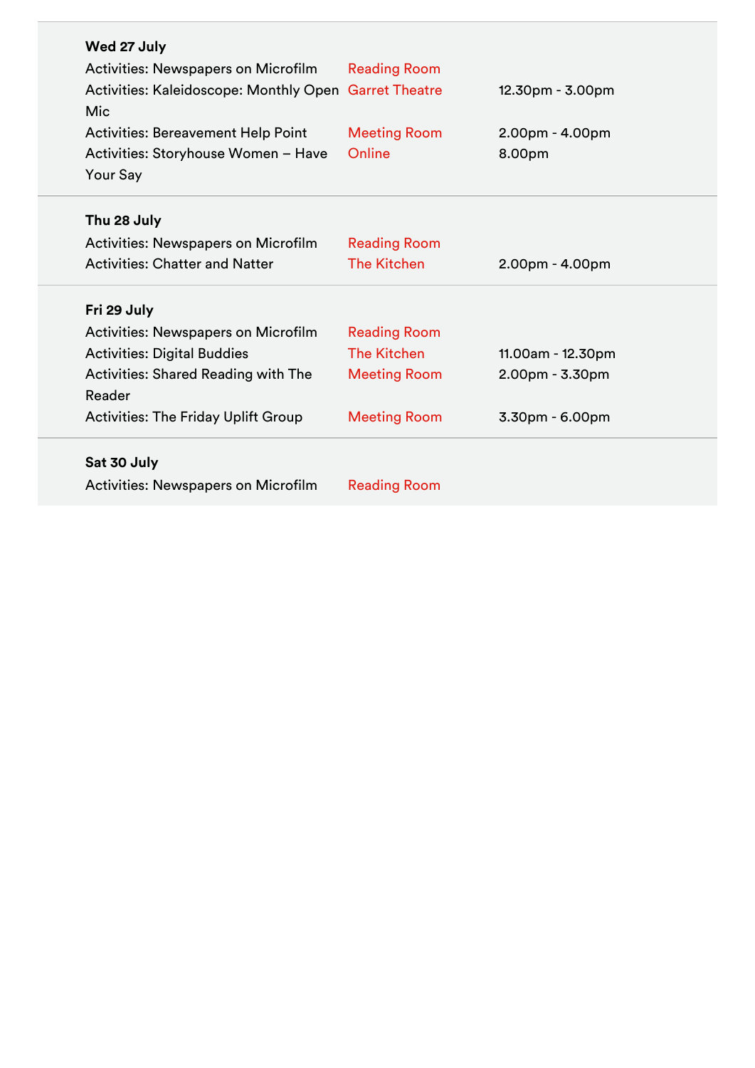**Wed 27 July**

| | | |
|---|---|---|
| Activities: Newspapers on Microfilm | Reading Room | |
| Activities: Kaleidoscope: Monthly Open Mic | Garret Theatre | 12.30pm - 3.00pm |
| Activities: Bereavement Help Point | Meeting Room | 2.00pm - 4.00pm |
| Activities: Storyhouse Women – Have Your Say | Online | 8.00pm |

**Thu 28 July**

| | | |
|---|---|---|
| Activities: Newspapers on Microfilm | Reading Room | |
| Activities: Chatter and Natter | The Kitchen | 2.00pm - 4.00pm |

**Fri 29 July**

| | | |
|---|---|---|
| Activities: Newspapers on Microfilm | Reading Room | |
| Activities: Digital Buddies | The Kitchen | 11.00am - 12.30pm |
| Activities: Shared Reading with The Reader | Meeting Room | 2.00pm - 3.30pm |
| Activities: The Friday Uplift Group | Meeting Room | 3.30pm - 6.00pm |

**Sat 30 July**

| | | |
|---|---|---|
| Activities: Newspapers on Microfilm | Reading Room | |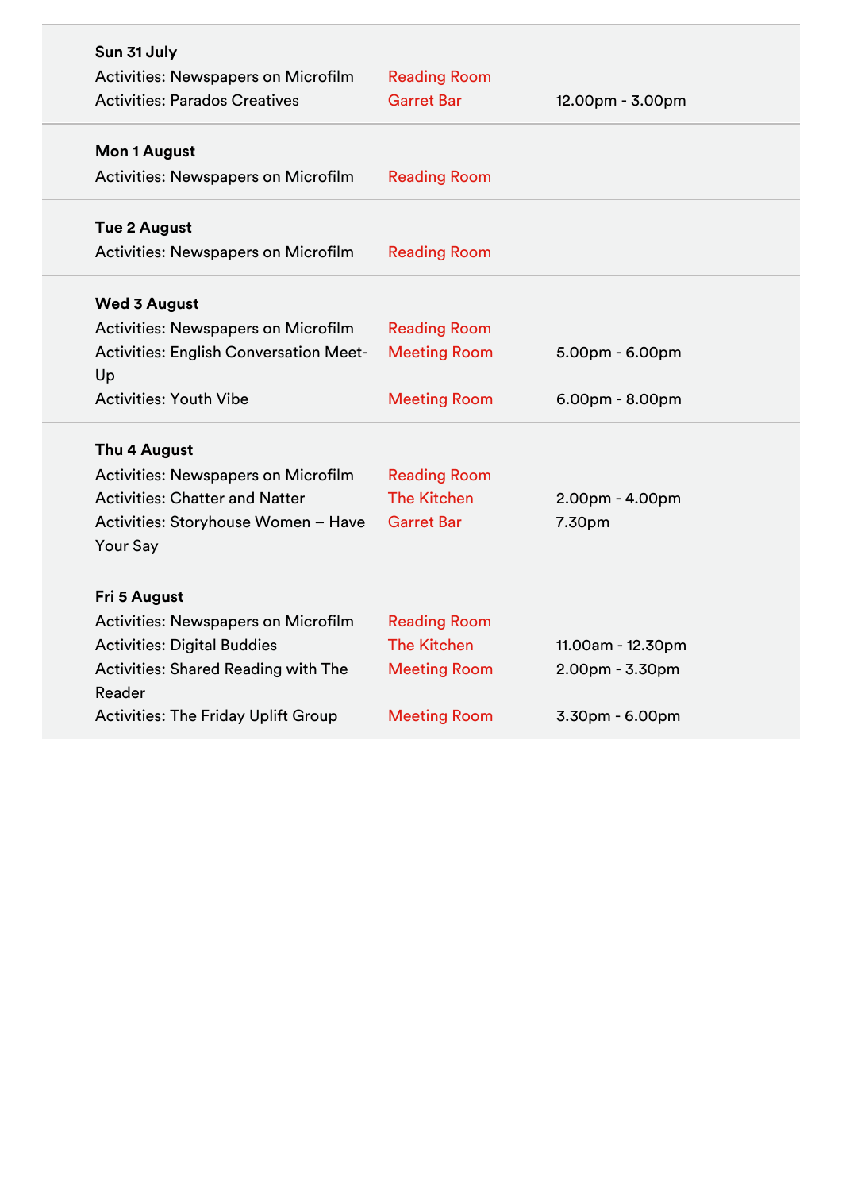**Sun 31 July**

| | | |
|---|---|---|
| Activities: Newspapers on Microfilm | Reading Room | |
| Activities: Parados Creatives | Garret Bar | 12.00pm - 3.00pm |

**Mon 1 August**

| | | |
|---|---|---|
| Activities: Newspapers on Microfilm | Reading Room | |

**Tue 2 August**

| | | |
|---|---|---|
| Activities: Newspapers on Microfilm | Reading Room | |

**Wed 3 August**

| | | |
|---|---|---|
| Activities: Newspapers on Microfilm | Reading Room | |
| Activities: English Conversation Meet-Up | Meeting Room | 5.00pm - 6.00pm |
| Activities: Youth Vibe | Meeting Room | 6.00pm - 8.00pm |

**Thu 4 August**

| | | |
|---|---|---|
| Activities: Newspapers on Microfilm | Reading Room | |
| Activities: Chatter and Natter | The Kitchen | 2.00pm - 4.00pm |
| Activities: Storyhouse Women – Have Your Say | Garret Bar | 7.30pm |

**Fri 5 August**

| | | |
|---|---|---|
| Activities: Newspapers on Microfilm | Reading Room | |
| Activities: Digital Buddies | The Kitchen | 11.00am - 12.30pm |
| Activities: Shared Reading with The Reader | Meeting Room | 2.00pm - 3.30pm |
| Activities: The Friday Uplift Group | Meeting Room | 3.30pm - 6.00pm |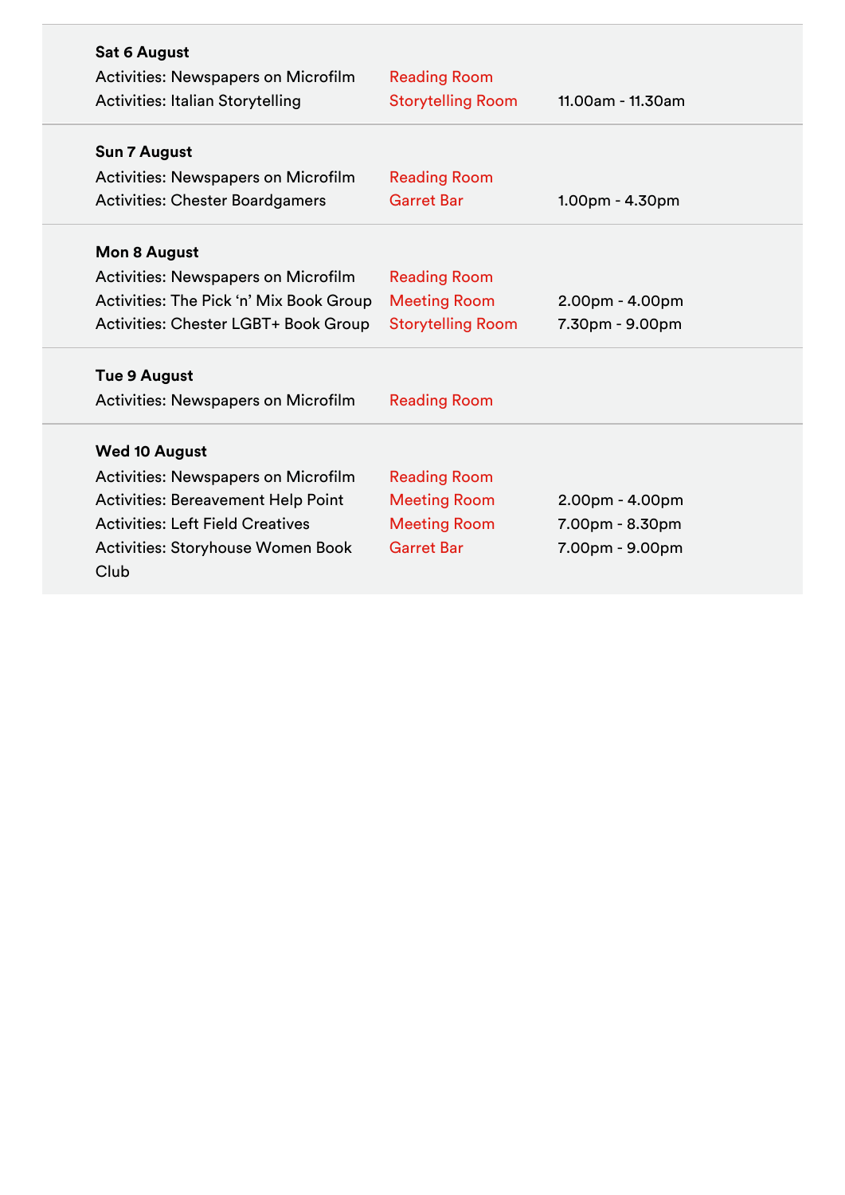**Sat 6 August**

| | | |
|---|---|---|
| Activities: Newspapers on Microfilm | Reading Room | |
| Activities: Italian Storytelling | Storytelling Room | 11.00am - 11.30am |

**Sun 7 August**

| | | |
|---|---|---|
| Activities: Newspapers on Microfilm | Reading Room | |
| Activities: Chester Boardgamers | Garret Bar | 1.00pm - 4.30pm |

**Mon 8 August**

| | | |
|---|---|---|
| Activities: Newspapers on Microfilm | Reading Room | |
| Activities: The Pick 'n' Mix Book Group | Meeting Room | 2.00pm - 4.00pm |
| Activities: Chester LGBT+ Book Group | Storytelling Room | 7.30pm - 9.00pm |

**Tue 9 August**

| | | |
|---|---|---|
| Activities: Newspapers on Microfilm | Reading Room | |

**Wed 10 August**

| | | |
|---|---|---|
| Activities: Newspapers on Microfilm | Reading Room | |
| Activities: Bereavement Help Point | Meeting Room | 2.00pm - 4.00pm |
| Activities: Left Field Creatives | Meeting Room | 7.00pm - 8.30pm |
| Activities: Storyhouse Women Book Club | Garret Bar | 7.00pm - 9.00pm |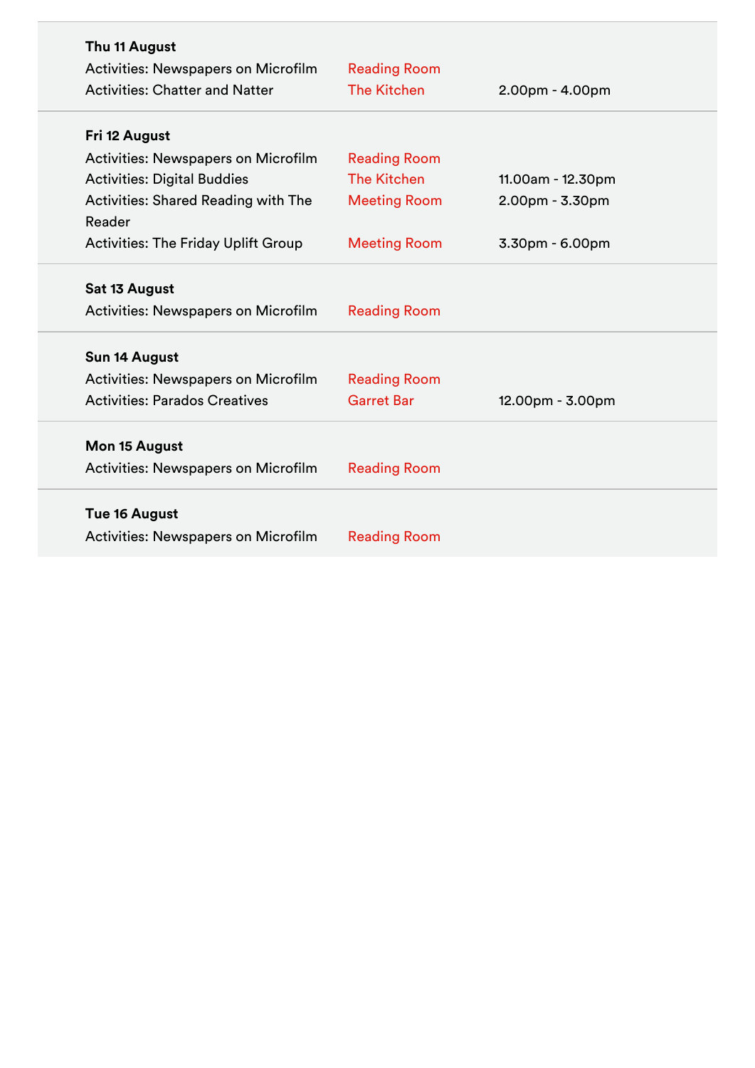**Thu 11 August**

| | | |
|---|---|---|
| Activities: Newspapers on Microfilm | Reading Room | |
| Activities: Chatter and Natter | The Kitchen | 2.00pm - 4.00pm |

**Fri 12 August**

| | | |
|---|---|---|
| Activities: Newspapers on Microfilm | Reading Room | |
| Activities: Digital Buddies | The Kitchen | 11.00am - 12.30pm |
| Activities: Shared Reading with The Reader | Meeting Room | 2.00pm - 3.30pm |
| Activities: The Friday Uplift Group | Meeting Room | 3.30pm - 6.00pm |

**Sat 13 August**

| | | |
|---|---|---|
| Activities: Newspapers on Microfilm | Reading Room | |

**Sun 14 August**

| | | |
|---|---|---|
| Activities: Newspapers on Microfilm | Reading Room | |
| Activities: Parados Creatives | Garret Bar | 12.00pm - 3.00pm |

**Mon 15 August**

| | | |
|---|---|---|
| Activities: Newspapers on Microfilm | Reading Room | |

**Tue 16 August**

| | | |
|---|---|---|
| Activities: Newspapers on Microfilm | Reading Room | |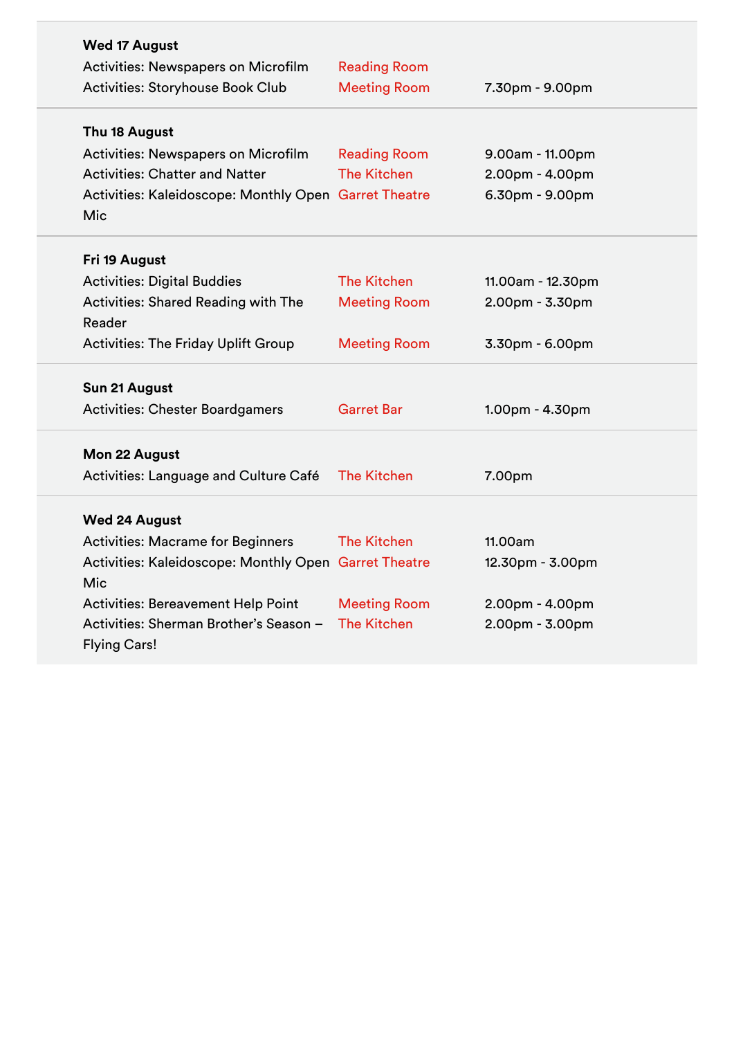**Wed 17 August**

| | | |
|---|---|---|
| Activities: Newspapers on Microfilm | Reading Room | |
| Activities: Storyhouse Book Club | Meeting Room | 7.30pm - 9.00pm |

**Thu 18 August**

| | | |
|---|---|---|
| Activities: Newspapers on Microfilm | Reading Room | 9.00am - 11.00pm |
| Activities: Chatter and Natter | The Kitchen | 2.00pm - 4.00pm |
| Activities: Kaleidoscope: Monthly Open Mic | Garret Theatre | 6.30pm - 9.00pm |

**Fri 19 August**

| | | |
|---|---|---|
| Activities: Digital Buddies | The Kitchen | 11.00am - 12.30pm |
| Activities: Shared Reading with The Reader | Meeting Room | 2.00pm - 3.30pm |
| Activities: The Friday Uplift Group | Meeting Room | 3.30pm - 6.00pm |

**Sun 21 August**

| | | |
|---|---|---|
| Activities: Chester Boardgamers | Garret Bar | 1.00pm - 4.30pm |

**Mon 22 August**

| | | |
|---|---|---|
| Activities: Language and Culture Café | The Kitchen | 7.00pm |

**Wed 24 August**

| | | |
|---|---|---|
| Activities: Macrame for Beginners | The Kitchen | 11.00am |
| Activities: Kaleidoscope: Monthly Open Mic | Garret Theatre | 12.30pm - 3.00pm |
| Activities: Bereavement Help Point | Meeting Room | 2.00pm - 4.00pm |
| Activities: Sherman Brother's Season – Flying Cars! | The Kitchen | 2.00pm - 3.00pm |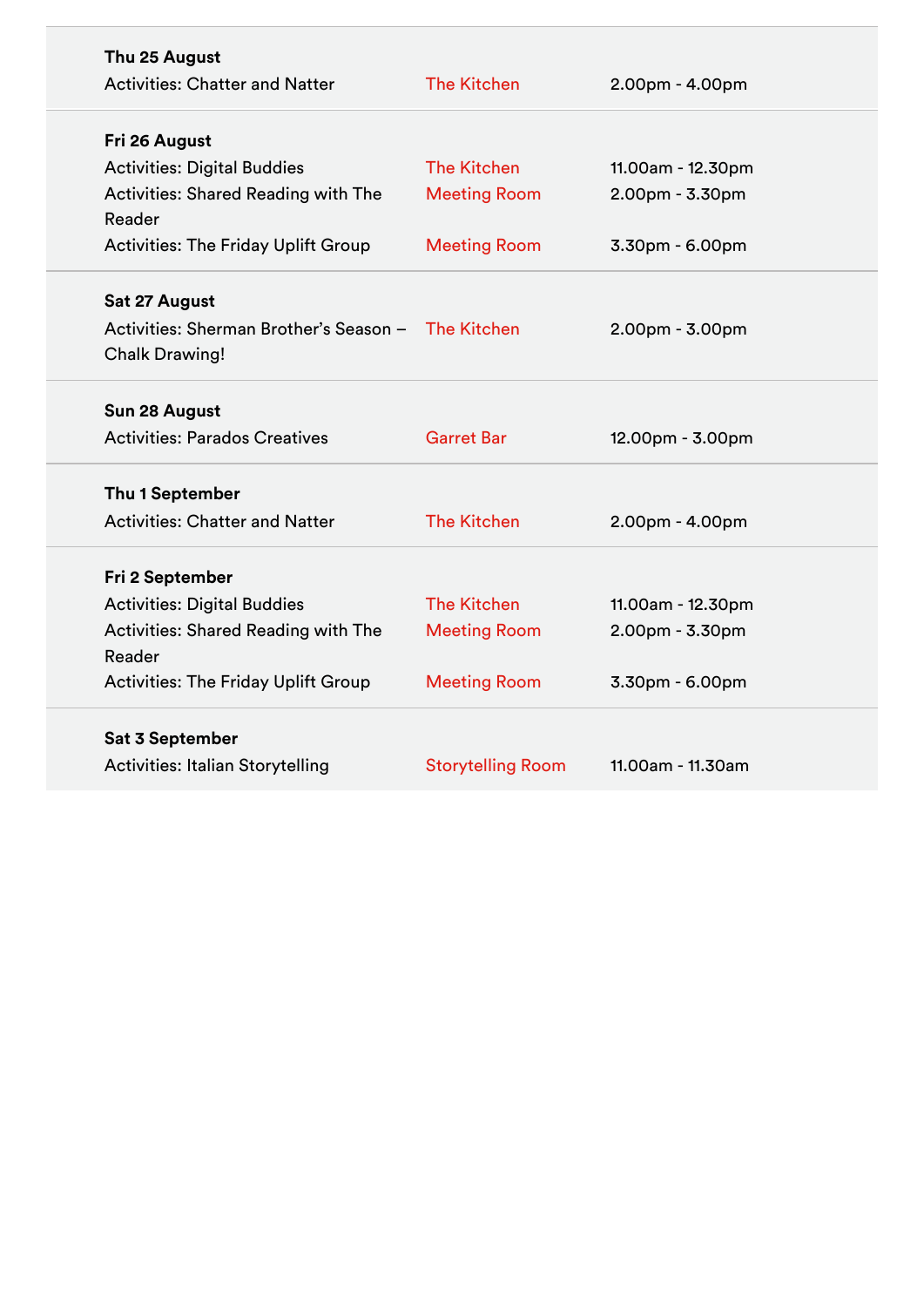| | | |
|---|---|---|
| **Thu 25 August** | | |
| Activities: Chatter and Natter | The Kitchen | 2.00pm - 4.00pm |
| **Fri 26 August** | | |
| Activities: Digital Buddies | The Kitchen | 11.00am - 12.30pm |
| Activities: Shared Reading with The Reader | Meeting Room | 2.00pm - 3.30pm |
| Activities: The Friday Uplift Group | Meeting Room | 3.30pm - 6.00pm |
| **Sat 27 August** | | |
| Activities: Sherman Brother's Season – Chalk Drawing! | The Kitchen | 2.00pm - 3.00pm |
| **Sun 28 August** | | |
| Activities: Parados Creatives | Garret Bar | 12.00pm - 3.00pm |
| **Thu 1 September** | | |
| Activities: Chatter and Natter | The Kitchen | 2.00pm - 4.00pm |
| **Fri 2 September** | | |
| Activities: Digital Buddies | The Kitchen | 11.00am - 12.30pm |
| Activities: Shared Reading with The Reader | Meeting Room | 2.00pm - 3.30pm |
| Activities: The Friday Uplift Group | Meeting Room | 3.30pm - 6.00pm |
| **Sat 3 September** | | |
| Activities: Italian Storytelling | Storytelling Room | 11.00am - 11.30am |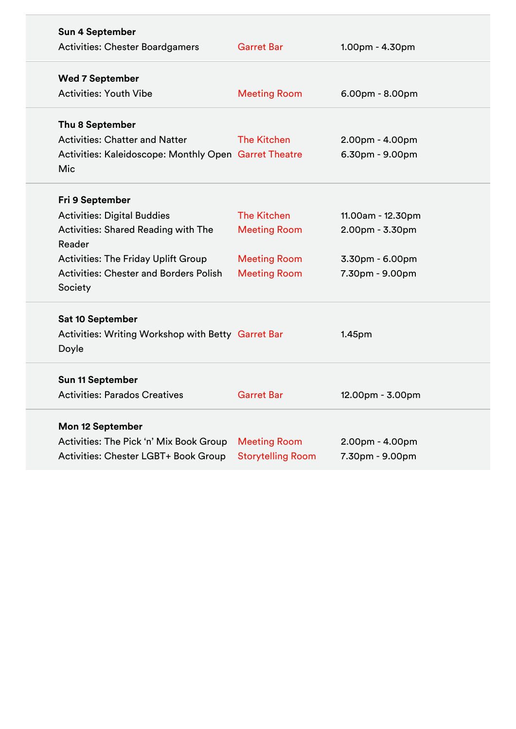**Sun 4 September**

| | | |
|---|---|---|
| Activities: Chester Boardgamers | Garret Bar | 1.00pm - 4.30pm |

**Wed 7 September**

| | | |
|---|---|---|
| Activities: Youth Vibe | Meeting Room | 6.00pm - 8.00pm |

**Thu 8 September**

| | | |
|---|---|---|
| Activities: Chatter and Natter | The Kitchen | 2.00pm - 4.00pm |
| Activities: Kaleidoscope: Monthly Open Mic | Garret Theatre | 6.30pm - 9.00pm |

**Fri 9 September**

| | | |
|---|---|---|
| Activities: Digital Buddies | The Kitchen | 11.00am - 12.30pm |
| Activities: Shared Reading with The Reader | Meeting Room | 2.00pm - 3.30pm |
| Activities: The Friday Uplift Group | Meeting Room | 3.30pm - 6.00pm |
| Activities: Chester and Borders Polish Society | Meeting Room | 7.30pm - 9.00pm |

**Sat 10 September**

| | | |
|---|---|---|
| Activities: Writing Workshop with Betty Doyle | Garret Bar | 1.45pm |

**Sun 11 September**

| | | |
|---|---|---|
| Activities: Parados Creatives | Garret Bar | 12.00pm - 3.00pm |

**Mon 12 September**

| | | |
|---|---|---|
| Activities: The Pick 'n' Mix Book Group | Meeting Room | 2.00pm - 4.00pm |
| Activities: Chester LGBT+ Book Group | Storytelling Room | 7.30pm - 9.00pm |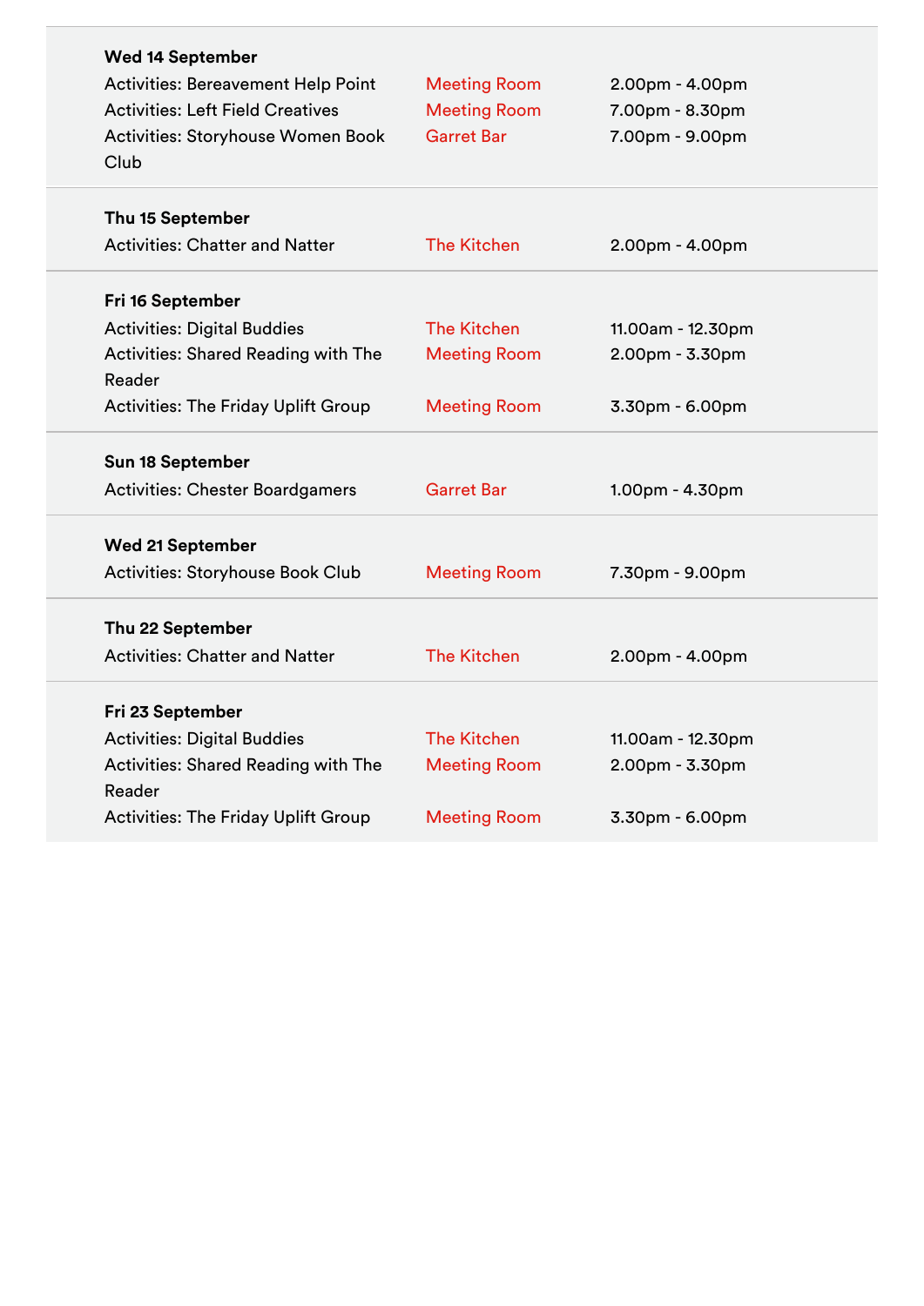**Wed 14 September**

| | | |
|---|---|---|
| Activities: Bereavement Help Point | Meeting Room | 2.00pm - 4.00pm |
| Activities: Left Field Creatives | Meeting Room | 7.00pm - 8.30pm |
| Activities: Storyhouse Women Book Club | Garret Bar | 7.00pm - 9.00pm |

**Thu 15 September**

| | | |
|---|---|---|
| Activities: Chatter and Natter | The Kitchen | 2.00pm - 4.00pm |

**Fri 16 September**

| | | |
|---|---|---|
| Activities: Digital Buddies | The Kitchen | 11.00am - 12.30pm |
| Activities: Shared Reading with The Reader | Meeting Room | 2.00pm - 3.30pm |
| Activities: The Friday Uplift Group | Meeting Room | 3.30pm - 6.00pm |

**Sun 18 September**

| | | |
|---|---|---|
| Activities: Chester Boardgamers | Garret Bar | 1.00pm - 4.30pm |

**Wed 21 September**

| | | |
|---|---|---|
| Activities: Storyhouse Book Club | Meeting Room | 7.30pm - 9.00pm |

**Thu 22 September**

| | | |
|---|---|---|
| Activities: Chatter and Natter | The Kitchen | 2.00pm - 4.00pm |

**Fri 23 September**

| | | |
|---|---|---|
| Activities: Digital Buddies | The Kitchen | 11.00am - 12.30pm |
| Activities: Shared Reading with The Reader | Meeting Room | 2.00pm - 3.30pm |
| Activities: The Friday Uplift Group | Meeting Room | 3.30pm - 6.00pm |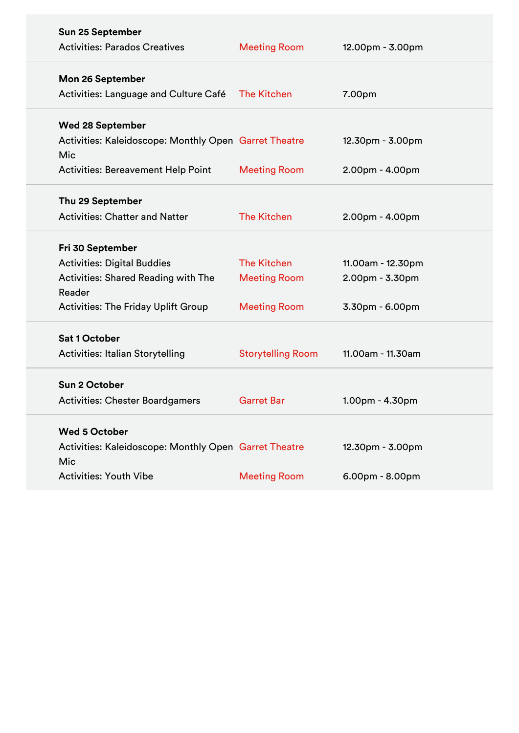**Sun 25 September**

| | | |
|---|---|---|
| Activities: Parados Creatives | Meeting Room | 12.00pm - 3.00pm |

**Mon 26 September**

| | | |
|---|---|---|
| Activities: Language and Culture Café | The Kitchen | 7.00pm |

**Wed 28 September**

| | | |
|---|---|---|
| Activities: Kaleidoscope: Monthly Open Mic | Garret Theatre | 12.30pm - 3.00pm |
| Activities: Bereavement Help Point | Meeting Room | 2.00pm - 4.00pm |

**Thu 29 September**

| | | |
|---|---|---|
| Activities: Chatter and Natter | The Kitchen | 2.00pm - 4.00pm |

**Fri 30 September**

| | | |
|---|---|---|
| Activities: Digital Buddies | The Kitchen | 11.00am - 12.30pm |
| Activities: Shared Reading with The Reader | Meeting Room | 2.00pm - 3.30pm |
| Activities: The Friday Uplift Group | Meeting Room | 3.30pm - 6.00pm |

**Sat 1 October**

| | | |
|---|---|---|
| Activities: Italian Storytelling | Storytelling Room | 11.00am - 11.30am |

**Sun 2 October**

| | | |
|---|---|---|
| Activities: Chester Boardgamers | Garret Bar | 1.00pm - 4.30pm |

**Wed 5 October**

| | | |
|---|---|---|
| Activities: Kaleidoscope: Monthly Open Mic | Garret Theatre | 12.30pm - 3.00pm |
| Activities: Youth Vibe | Meeting Room | 6.00pm - 8.00pm |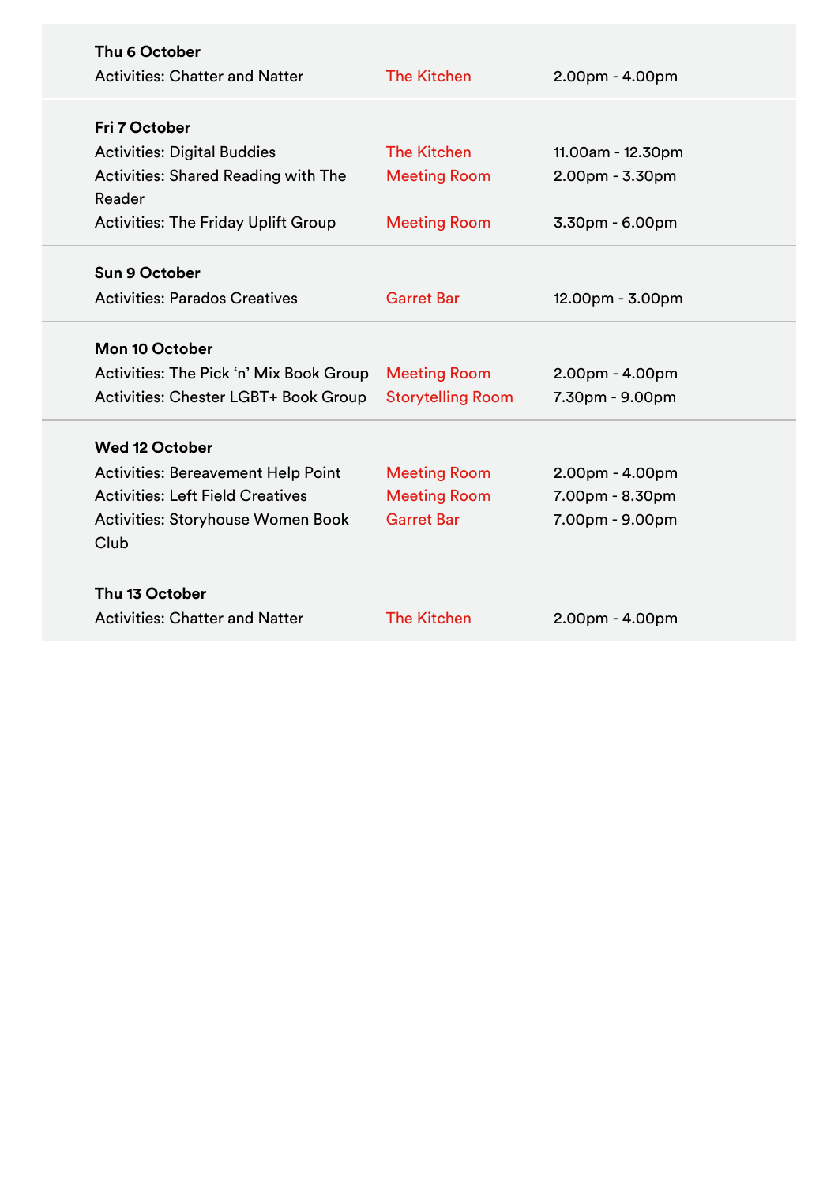**Thu 6 October**

| | | |
|---|---|---|
| Activities: Chatter and Natter | The Kitchen | 2.00pm - 4.00pm |

**Fri 7 October**

| | | |
|---|---|---|
| Activities: Digital Buddies | The Kitchen | 11.00am - 12.30pm |
| Activities: Shared Reading with The Reader | Meeting Room | 2.00pm - 3.30pm |
| Activities: The Friday Uplift Group | Meeting Room | 3.30pm - 6.00pm |

**Sun 9 October**

| | | |
|---|---|---|
| Activities: Parados Creatives | Garret Bar | 12.00pm - 3.00pm |

**Mon 10 October**

| | | |
|---|---|---|
| Activities: The Pick 'n' Mix Book Group | Meeting Room | 2.00pm - 4.00pm |
| Activities: Chester LGBT+ Book Group | Storytelling Room | 7.30pm - 9.00pm |

**Wed 12 October**

| | | |
|---|---|---|
| Activities: Bereavement Help Point | Meeting Room | 2.00pm - 4.00pm |
| Activities: Left Field Creatives | Meeting Room | 7.00pm - 8.30pm |
| Activities: Storyhouse Women Book Club | Garret Bar | 7.00pm - 9.00pm |

**Thu 13 October**

| | | |
|---|---|---|
| Activities: Chatter and Natter | The Kitchen | 2.00pm - 4.00pm |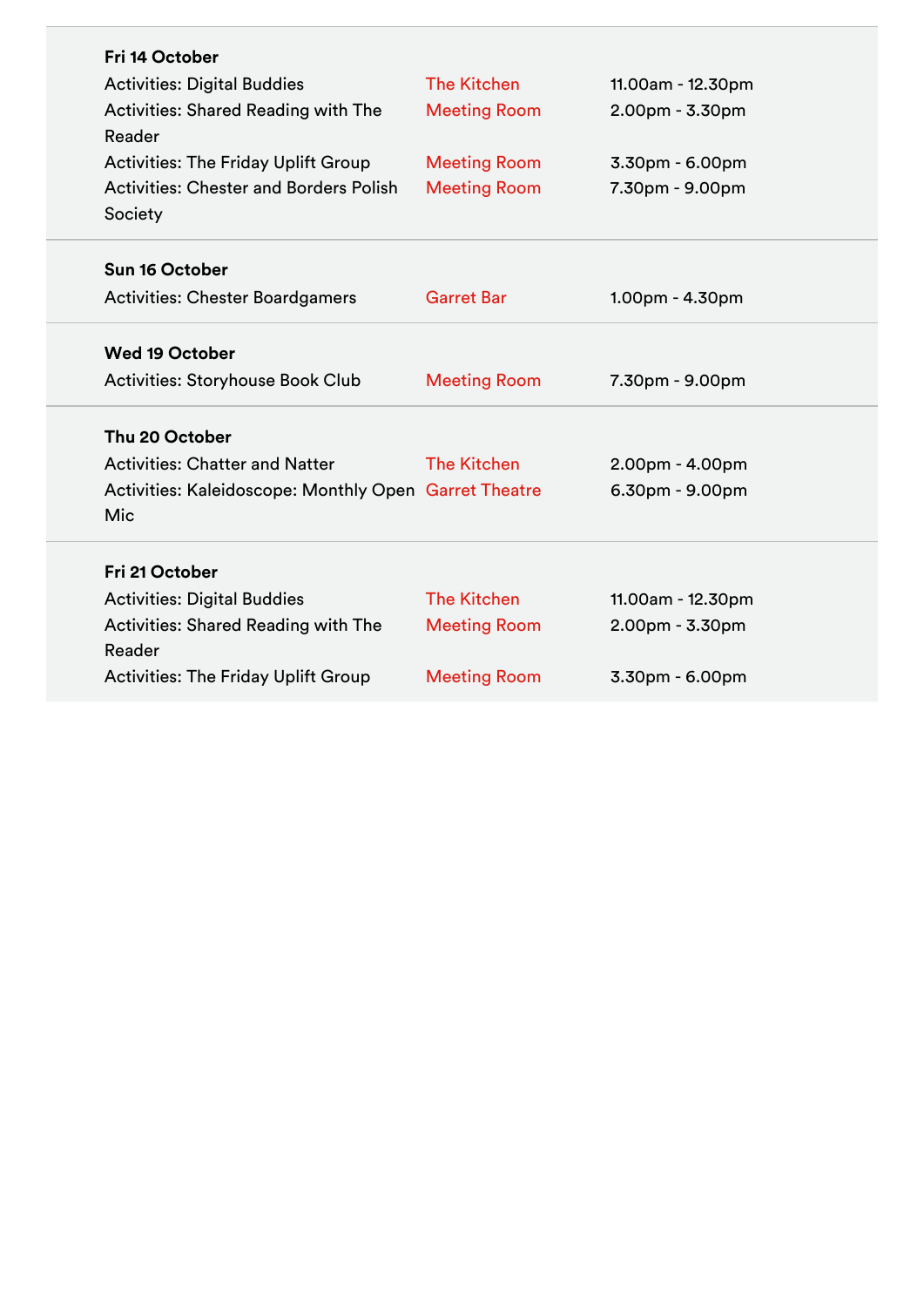**Fri 14 October**

| | | |
|---|---|---|
| Activities: Digital Buddies | The Kitchen | 11.00am - 12.30pm |
| Activities: Shared Reading with The Reader | Meeting Room | 2.00pm - 3.30pm |
| Activities: The Friday Uplift Group | Meeting Room | 3.30pm - 6.00pm |
| Activities: Chester and Borders Polish Society | Meeting Room | 7.30pm - 9.00pm |

**Sun 16 October**

| | | |
|---|---|---|
| Activities: Chester Boardgamers | Garret Bar | 1.00pm - 4.30pm |

**Wed 19 October**

| | | |
|---|---|---|
| Activities: Storyhouse Book Club | Meeting Room | 7.30pm - 9.00pm |

**Thu 20 October**

| | | |
|---|---|---|
| Activities: Chatter and Natter | The Kitchen | 2.00pm - 4.00pm |
| Activities: Kaleidoscope: Monthly Open Mic | Garret Theatre | 6.30pm - 9.00pm |

**Fri 21 October**

| | | |
|---|---|---|
| Activities: Digital Buddies | The Kitchen | 11.00am - 12.30pm |
| Activities: Shared Reading with The Reader | Meeting Room | 2.00pm - 3.30pm |
| Activities: The Friday Uplift Group | Meeting Room | 3.30pm - 6.00pm |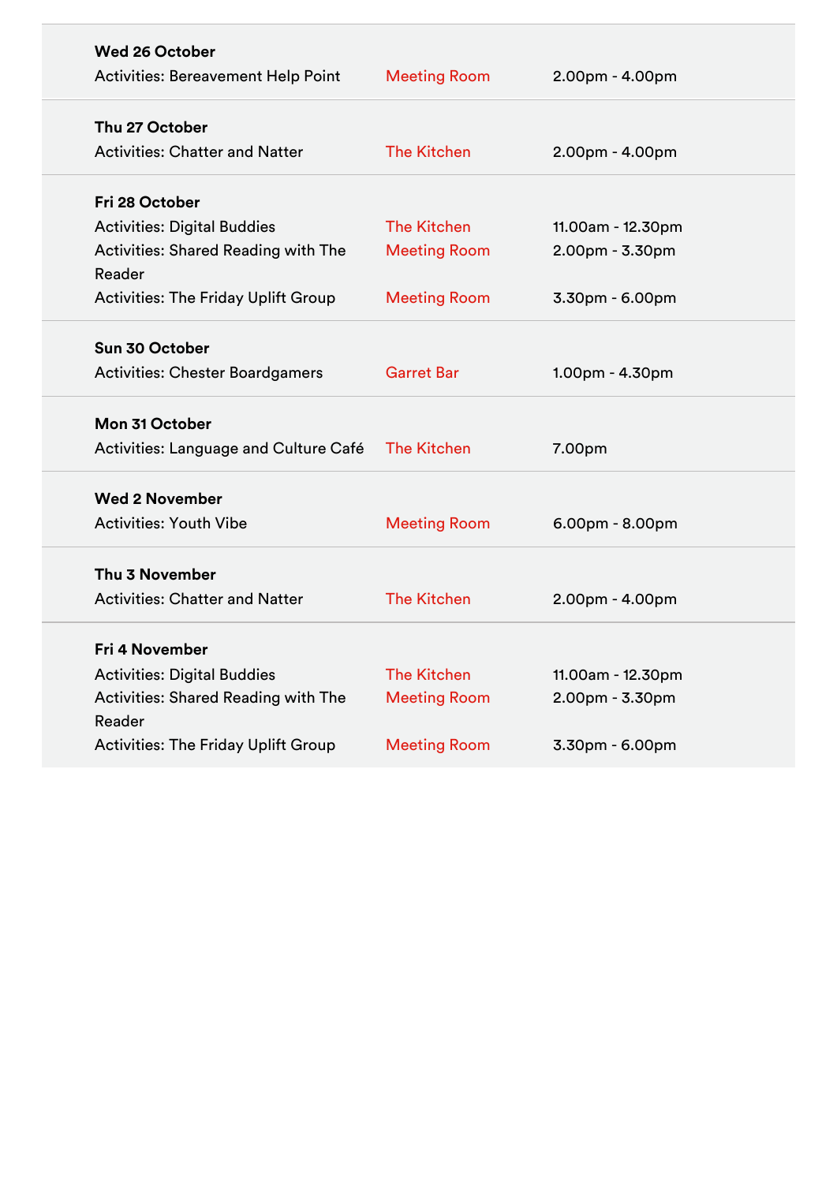**Wed 26 October**

| | | |
|---|---|---|
| Activities: Bereavement Help Point | Meeting Room | 2.00pm - 4.00pm |

**Thu 27 October**

| | | |
|---|---|---|
| Activities: Chatter and Natter | The Kitchen | 2.00pm - 4.00pm |

**Fri 28 October**

| | | |
|---|---|---|
| Activities: Digital Buddies | The Kitchen | 11.00am - 12.30pm |
| Activities: Shared Reading with The Reader | Meeting Room | 2.00pm - 3.30pm |
| Activities: The Friday Uplift Group | Meeting Room | 3.30pm - 6.00pm |

**Sun 30 October**

| | | |
|---|---|---|
| Activities: Chester Boardgamers | Garret Bar | 1.00pm - 4.30pm |

**Mon 31 October**

| | | |
|---|---|---|
| Activities: Language and Culture Café | The Kitchen | 7.00pm |

**Wed 2 November**

| | | |
|---|---|---|
| Activities: Youth Vibe | Meeting Room | 6.00pm - 8.00pm |

**Thu 3 November**

| | | |
|---|---|---|
| Activities: Chatter and Natter | The Kitchen | 2.00pm - 4.00pm |

**Fri 4 November**

| | | |
|---|---|---|
| Activities: Digital Buddies | The Kitchen | 11.00am - 12.30pm |
| Activities: Shared Reading with The Reader | Meeting Room | 2.00pm - 3.30pm |
| Activities: The Friday Uplift Group | Meeting Room | 3.30pm - 6.00pm |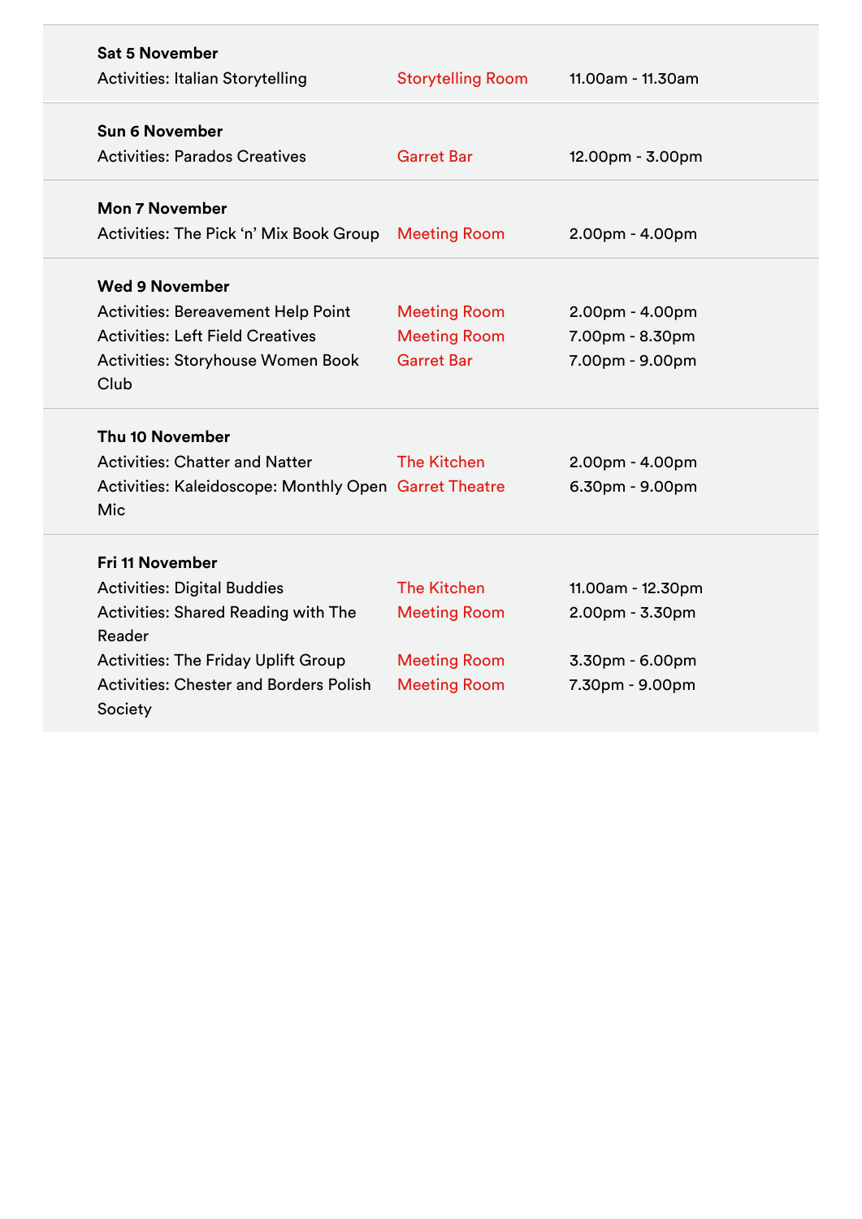**Sat 5 November**

| | | |
|---|---|---|
| Activities: Italian Storytelling | Storytelling Room | 11.00am - 11.30am |

**Sun 6 November**

| | | |
|---|---|---|
| Activities: Parados Creatives | Garret Bar | 12.00pm - 3.00pm |

**Mon 7 November**

| | | |
|---|---|---|
| Activities: The Pick ‘n’ Mix Book Group | Meeting Room | 2.00pm - 4.00pm |

**Wed 9 November**

| | | |
|---|---|---|
| Activities: Bereavement Help Point | Meeting Room | 2.00pm - 4.00pm |
| Activities: Left Field Creatives | Meeting Room | 7.00pm - 8.30pm |
| Activities: Storyhouse Women Book Club | Garret Bar | 7.00pm - 9.00pm |

**Thu 10 November**

| | | |
|---|---|---|
| Activities: Chatter and Natter | The Kitchen | 2.00pm - 4.00pm |
| Activities: Kaleidoscope: Monthly Open Mic | Garret Theatre | 6.30pm - 9.00pm |

**Fri 11 November**

| | | |
|---|---|---|
| Activities: Digital Buddies | The Kitchen | 11.00am - 12.30pm |
| Activities: Shared Reading with The Reader | Meeting Room | 2.00pm - 3.30pm |
| Activities: The Friday Uplift Group | Meeting Room | 3.30pm - 6.00pm |
| Activities: Chester and Borders Polish Society | Meeting Room | 7.30pm - 9.00pm |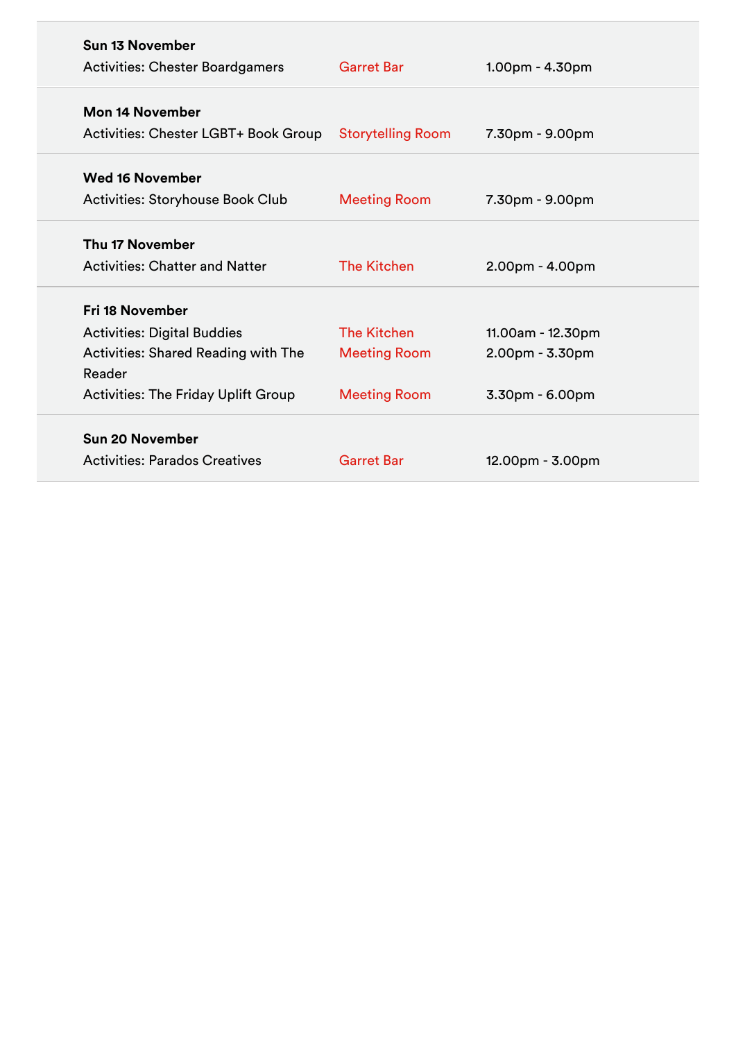**Sun 13 November**
Activities: Chester Boardgamers | Garret Bar | 1.00pm - 4.30pm

**Mon 14 November**
Activities: Chester LGBT+ Book Group | Storytelling Room | 7.30pm - 9.00pm

**Wed 16 November**
Activities: Storyhouse Book Club | Meeting Room | 7.30pm - 9.00pm

**Thu 17 November**
Activities: Chatter and Natter | The Kitchen | 2.00pm - 4.00pm

**Fri 18 November**
Activities: Digital Buddies | The Kitchen | 11.00am - 12.30pm
Activities: Shared Reading with The Reader | Meeting Room | 2.00pm - 3.30pm
Activities: The Friday Uplift Group | Meeting Room | 3.30pm - 6.00pm

**Sun 20 November**
Activities: Parados Creatives | Garret Bar | 12.00pm - 3.00pm